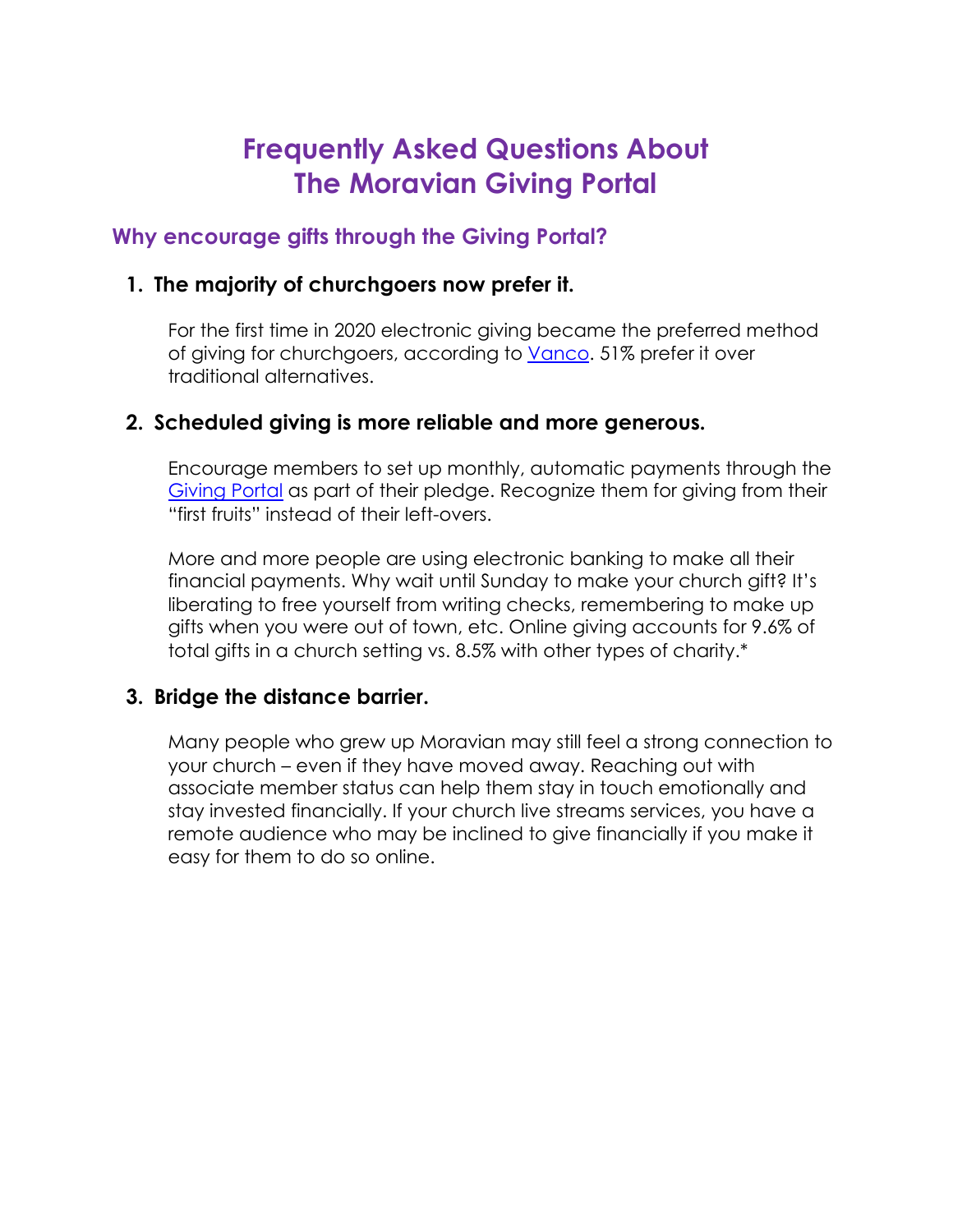# Frequently Asked Questions About The Moravian Giving Portal

## Why encourage gifts through the Giving Portal?

### 1. The majority of churchgoers now prefer it.

For the first time in 2020 electronic giving became the preferred method of giving for churchgoers, according to Vanco. 51% prefer it over traditional alternatives.

### 2. Scheduled giving is more reliable and more generous.

Encourage members to set up monthly, automatic payments through the Giving Portal as part of their pledge. Recognize them for giving from their "first fruits" instead of their left-overs.

More and more people are using electronic banking to make all their financial payments. Why wait until Sunday to make your church gift? It's liberating to free yourself from writing checks, remembering to make up gifts when you were out of town, etc. Online giving accounts for 9.6% of total gifts in a church setting vs. 8.5% with other types of charity.*

### 3. Bridge the distance barrier.

Many people who grew up Moravian may still feel a strong connection to your church – even if they have moved away. Reaching out with associate member status can help them stay in touch emotionally and stay invested financially. If your church live streams services, you have a remote audience who may be inclined to give financially if you make it easy for them to do so online.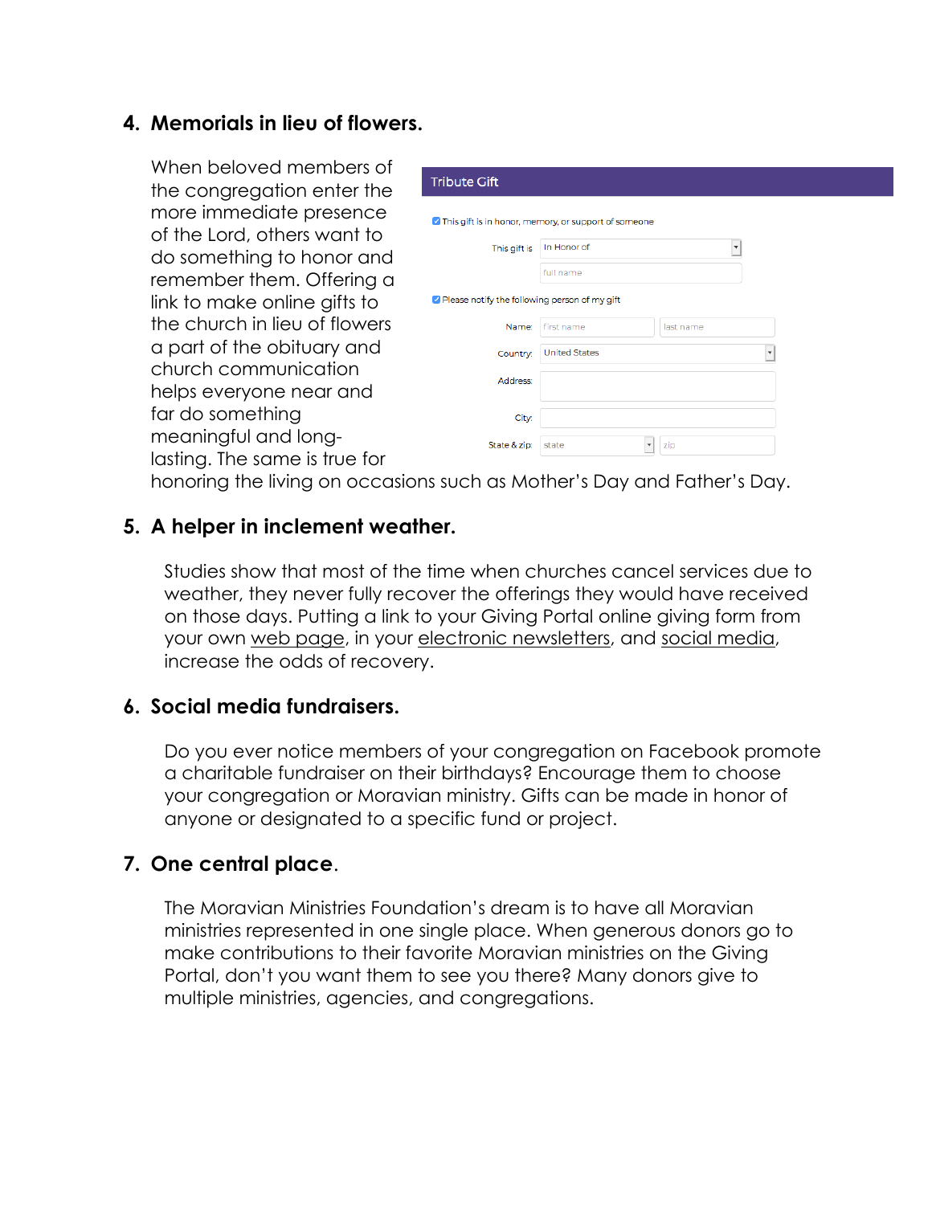4. **Memorials in lieu of flowers.**

   When beloved members of the congregation enter the more immediate presence of the Lord, others want to do something to honor and remember them. Offering a link to make online gifts to the church in lieu of flowers a part of the obituary and church communication helps everyone near and far do something meaningful and long-lasting. The same is true for honoring the living on occasions such as Mother's Day and Father's Day.

5. **A helper in inclement weather.**

   Studies show that most of the time when churches cancel services due to weather, they never fully recover the offerings they would have received on those days. Putting a link to your Giving Portal online giving form from your own web page, in your electronic newsletters, and social media, increase the odds of recovery.

6. **Social media fundraisers.**

   Do you ever notice members of your congregation on Facebook promote a charitable fundraiser on their birthdays? Encourage them to choose your congregation or Moravian ministry. Gifts can be made in honor of anyone or designated to a specific fund or project.

7. **One central place**.

   The Moravian Ministries Foundation's dream is to have all Moravian ministries represented in one single place. When generous donors go to make contributions to their favorite Moravian ministries on the Giving Portal, don't you want them to see you there? Many donors give to multiple ministries, agencies, and congregations.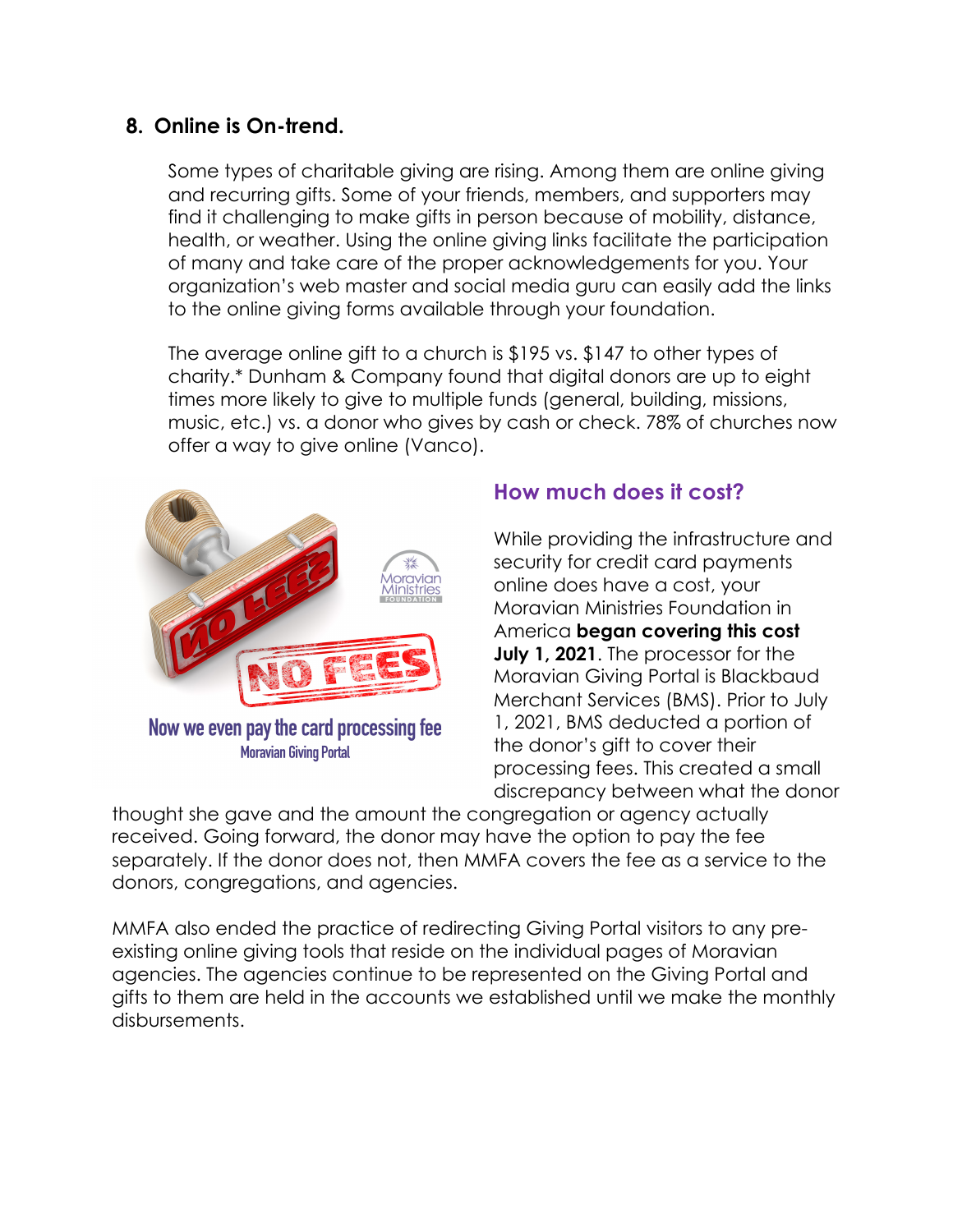## 8. Online is On-trend.

Some types of charitable giving are rising. Among them are online giving and recurring gifts. Some of your friends, members, and supporters may find it challenging to make gifts in person because of mobility, distance, health, or weather. Using the online giving links facilitate the participation of many and take care of the proper acknowledgements for you. Your organization's web master and social media guru can easily add the links to the online giving forms available through your foundation.

The average online gift to a church is $195 vs. $147 to other types of charity.* Dunham & Company found that digital donors are up to eight times more likely to give to multiple funds (general, building, missions, music, etc.) vs. a donor who gives by cash or check. 78% of churches now offer a way to give online (Vanco).

Now we even pay the card processing fee
Moravian Giving Portal

### How much does it cost?

While providing the infrastructure and security for credit card payments online does have a cost, your Moravian Ministries Foundation in America **began covering this cost July 1, 2021**. The processor for the Moravian Giving Portal is Blackbaud Merchant Services (BMS). Prior to July 1, 2021, BMS deducted a portion of the donor's gift to cover their processing fees. This created a small discrepancy between what the donor thought she gave and the amount the congregation or agency actually received. Going forward, the donor may have the option to pay the fee separately. If the donor does not, then MMFA covers the fee as a service to the donors, congregations, and agencies.

MMFA also ended the practice of redirecting Giving Portal visitors to any pre-existing online giving tools that reside on the individual pages of Moravian agencies. The agencies continue to be represented on the Giving Portal and gifts to them are held in the accounts we established until we make the monthly disbursements.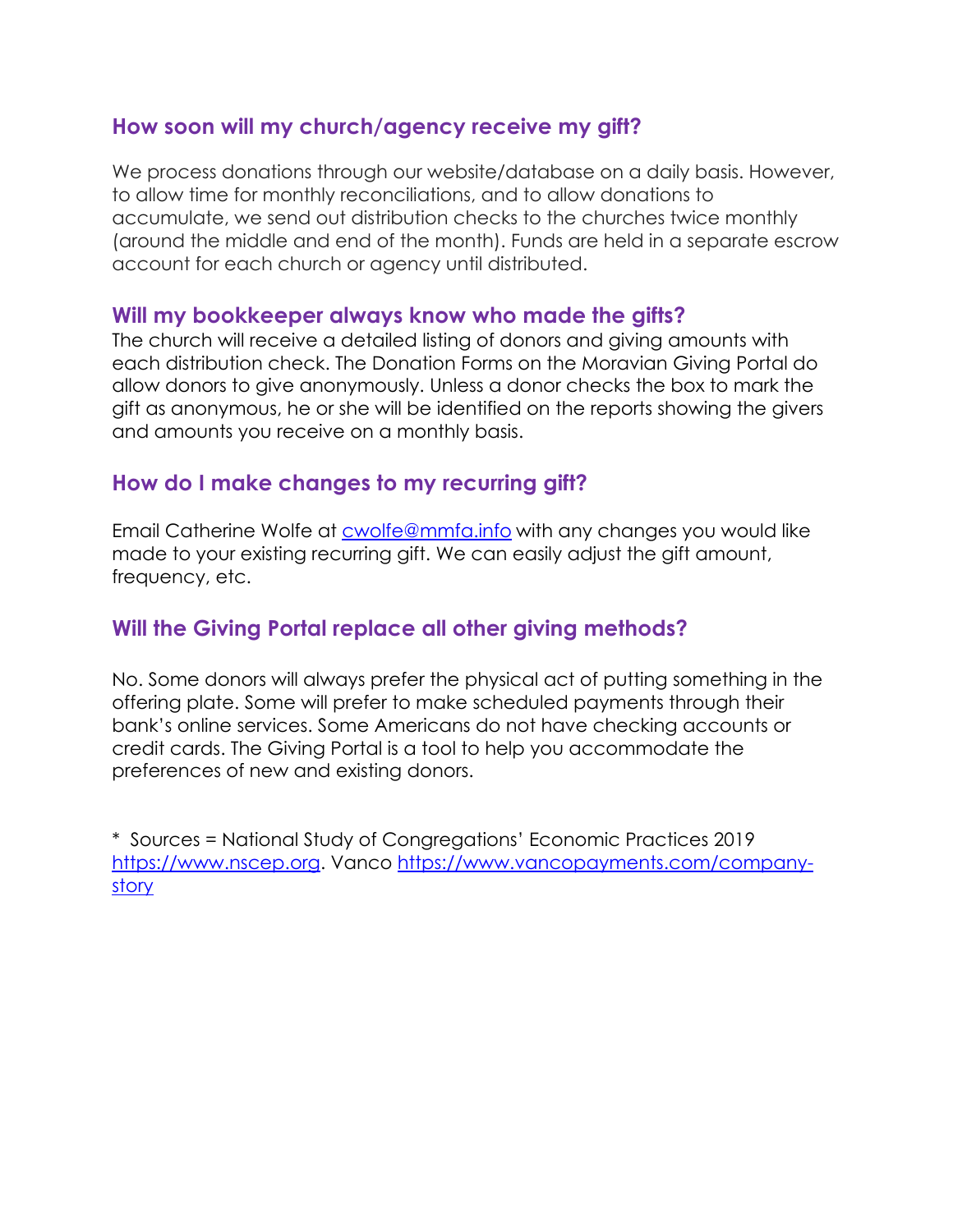## How soon will my church/agency receive my gift?

We process donations through our website/database on a daily basis. However, to allow time for monthly reconciliations, and to allow donations to accumulate, we send out distribution checks to the churches twice monthly (around the middle and end of the month). Funds are held in a separate escrow account for each church or agency until distributed.

## Will my bookkeeper always know who made the gifts?

The church will receive a detailed listing of donors and giving amounts with each distribution check. The Donation Forms on the Moravian Giving Portal do allow donors to give anonymously. Unless a donor checks the box to mark the gift as anonymous, he or she will be identified on the reports showing the givers and amounts you receive on a monthly basis.

## How do I make changes to my recurring gift?

Email Catherine Wolfe at [cwolfe@mmfa.info](mailto:cwolfe@mmfa.info) with any changes you would like made to your existing recurring gift. We can easily adjust the gift amount, frequency, etc.

## Will the Giving Portal replace all other giving methods?

No. Some donors will always prefer the physical act of putting something in the offering plate. Some will prefer to make scheduled payments through their bank's online services. Some Americans do not have checking accounts or credit cards. The Giving Portal is a tool to help you accommodate the preferences of new and existing donors.

* Sources = National Study of Congregations' Economic Practices 2019 [https://www.nscep.org](https://www.nscep.org). Vanco [https://www.vancopayments.com/company-story](https://www.vancopayments.com/company-story)